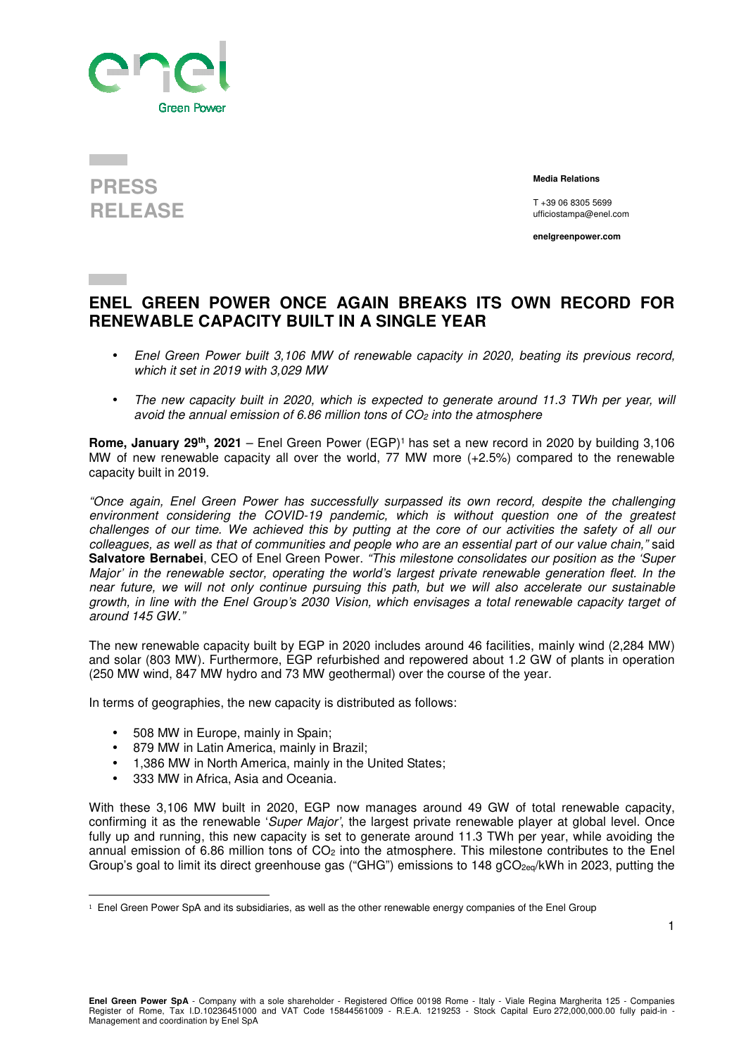**PRESS RELEASE**

**Media Relations**

T +39 06 8305 5699
ufficiostampa@enel.com

**enelgreenpower.com**

# ENEL GREEN POWER ONCE AGAIN BREAKS ITS OWN RECORD FOR RENEWABLE CAPACITY BUILT IN A SINGLE YEAR

- *Enel Green Power built 3,106 MW of renewable capacity in 2020, beating its previous record, which it set in 2019 with 3,029 MW*
- *The new capacity built in 2020, which is expected to generate around 11.3 TWh per year, will avoid the annual emission of 6.86 million tons of $CO_2$ into the atmosphere*

**Rome, January 29th, 2021** – Enel Green Power (EGP)[1] has set a new record in 2020 by building 3,106 MW of new renewable capacity all over the world, 77 MW more (+2.5%) compared to the renewable capacity built in 2019.

*"Once again, Enel Green Power has successfully surpassed its own record, despite the challenging environment considering the COVID-19 pandemic, which is without question one of the greatest challenges of our time. We achieved this by putting at the core of our activities the safety of all our colleagues, as well as that of communities and people who are an essential part of our value chain,"* said **Salvatore Bernabei**, CEO of Enel Green Power. *"This milestone consolidates our position as the 'Super Major' in the renewable sector, operating the world's largest private renewable generation fleet. In the near future, we will not only continue pursuing this path, but we will also accelerate our sustainable growth, in line with the Enel Group's 2030 Vision, which envisages a total renewable capacity target of around 145 GW."*

The new renewable capacity built by EGP in 2020 includes around 46 facilities, mainly wind (2,284 MW) and solar (803 MW). Furthermore, EGP refurbished and repowered about 1.2 GW of plants in operation (250 MW wind, 847 MW hydro and 73 MW geothermal) over the course of the year.

In terms of geographies, the new capacity is distributed as follows:

- 508 MW in Europe, mainly in Spain;
- 879 MW in Latin America, mainly in Brazil;
- 1,386 MW in North America, mainly in the United States;
- 333 MW in Africa, Asia and Oceania.

With these 3,106 MW built in 2020, EGP now manages around 49 GW of total renewable capacity, confirming it as the renewable '*Super Major*', the largest private renewable player at global level. Once fully up and running, this new capacity is set to generate around 11.3 TWh per year, while avoiding the annual emission of 6.86 million tons of $CO_2$ into the atmosphere. This milestone contributes to the Enel Group's goal to limit its direct greenhouse gas ("GHG") emissions to 148 $gCO_{2eq}$/kWh in 2023, putting the

[1] Enel Green Power SpA and its subsidiaries, as well as the other renewable energy companies of the Enel Group

**Enel Green Power SpA** - Company with a sole shareholder - Registered Office 00198 Rome - Italy - Viale Regina Margherita 125 - Companies Register of Rome, Tax I.D.10236451000 and VAT Code 15844561009 - R.E.A. 1219253 - Stock Capital Euro 272,000,000.00 fully paid-in - Management and coordination by Enel SpA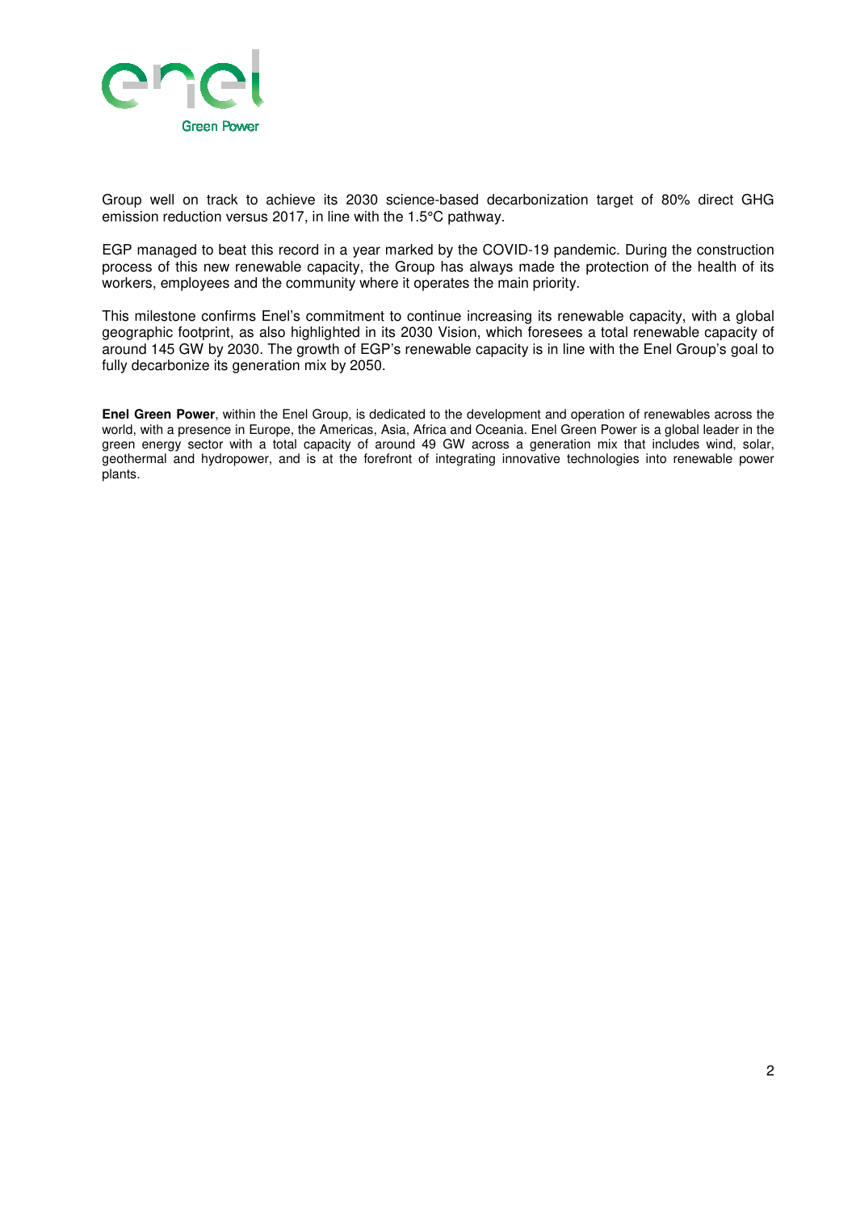Group well on track to achieve its 2030 science-based decarbonization target of 80% direct GHG emission reduction versus 2017, in line with the 1.5°C pathway.

EGP managed to beat this record in a year marked by the COVID-19 pandemic. During the construction process of this new renewable capacity, the Group has always made the protection of the health of its workers, employees and the community where it operates the main priority.

This milestone confirms Enel's commitment to continue increasing its renewable capacity, with a global geographic footprint, as also highlighted in its 2030 Vision, which foresees a total renewable capacity of around 145 GW by 2030. The growth of EGP's renewable capacity is in line with the Enel Group's goal to fully decarbonize its generation mix by 2050.

**Enel Green Power**, within the Enel Group, is dedicated to the development and operation of renewables across the world, with a presence in Europe, the Americas, Asia, Africa and Oceania. Enel Green Power is a global leader in the green energy sector with a total capacity of around 49 GW across a generation mix that includes wind, solar, geothermal and hydropower, and is at the forefront of integrating innovative technologies into renewable power plants.